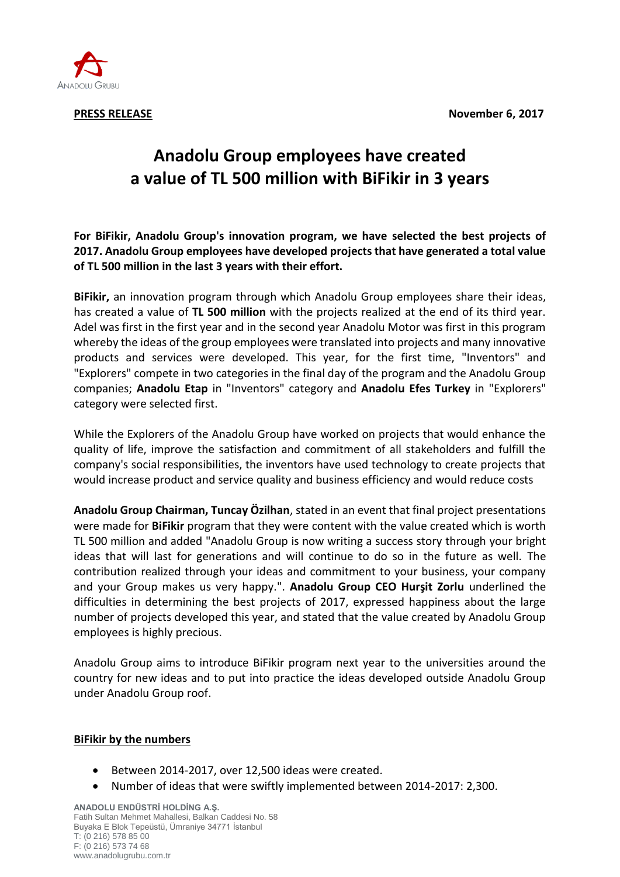**PRESS RELEASE** **November 6, 2017**

# Anadolu Group employees have created a value of TL 500 million with BiFikir in 3 years

**For BiFikir, Anadolu Group's innovation program, we have selected the best projects of 2017. Anadolu Group employees have developed projects that have generated a total value of TL 500 million in the last 3 years with their effort.**

**BiFikir,** an innovation program through which Anadolu Group employees share their ideas, has created a value of **TL 500 million** with the projects realized at the end of its third year. Adel was first in the first year and in the second year Anadolu Motor was first in this program whereby the ideas of the group employees were translated into projects and many innovative products and services were developed. This year, for the first time, "Inventors" and "Explorers" compete in two categories in the final day of the program and the Anadolu Group companies; **Anadolu Etap** in "Inventors" category and **Anadolu Efes Turkey** in "Explorers" category were selected first.

While the Explorers of the Anadolu Group have worked on projects that would enhance the quality of life, improve the satisfaction and commitment of all stakeholders and fulfill the company's social responsibilities, the inventors have used technology to create projects that would increase product and service quality and business efficiency and would reduce costs

**Anadolu Group Chairman, Tuncay Özilhan**, stated in an event that final project presentations were made for **BiFikir** program that they were content with the value created which is worth TL 500 million and added "Anadolu Group is now writing a success story through your bright ideas that will last for generations and will continue to do so in the future as well. The contribution realized through your ideas and commitment to your business, your company and your Group makes us very happy.". **Anadolu Group CEO Hurşit Zorlu** underlined the difficulties in determining the best projects of 2017, expressed happiness about the large number of projects developed this year, and stated that the value created by Anadolu Group employees is highly precious.

Anadolu Group aims to introduce BiFikir program next year to the universities around the country for new ideas and to put into practice the ideas developed outside Anadolu Group under Anadolu Group roof.

## BiFikir by the numbers

- Between 2014-2017, over 12,500 ideas were created.
- Number of ideas that were swiftly implemented between 2014-2017: 2,300.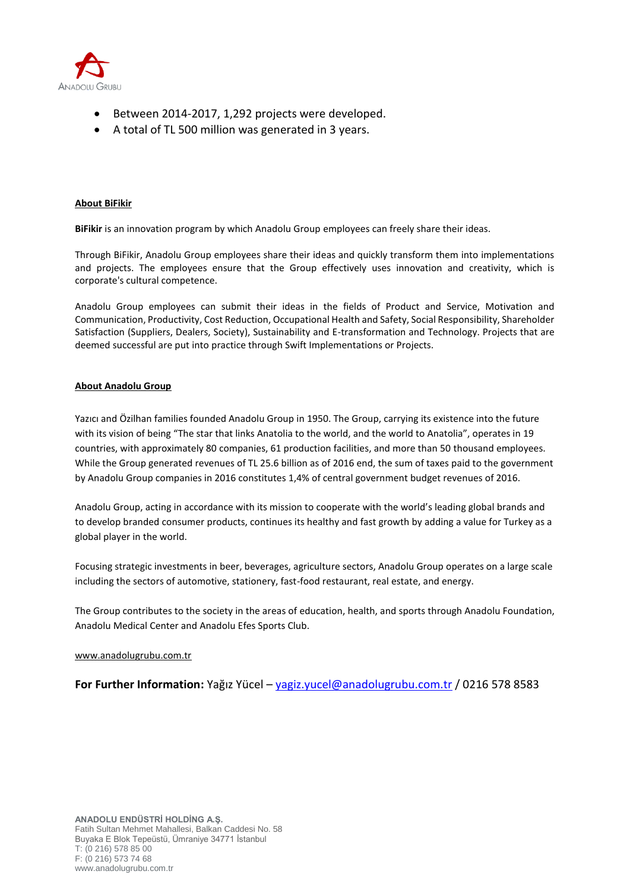- Between 2014-2017, 1,292 projects were developed.
- A total of TL 500 million was generated in 3 years.

**About BiFikir**

**BiFikir** is an innovation program by which Anadolu Group employees can freely share their ideas.

Through BiFikir, Anadolu Group employees share their ideas and quickly transform them into implementations and projects. The employees ensure that the Group effectively uses innovation and creativity, which is corporate's cultural competence.

Anadolu Group employees can submit their ideas in the fields of Product and Service, Motivation and Communication, Productivity, Cost Reduction, Occupational Health and Safety, Social Responsibility, Shareholder Satisfaction (Suppliers, Dealers, Society), Sustainability and E-transformation and Technology. Projects that are deemed successful are put into practice through Swift Implementations or Projects.

**About Anadolu Group**

Yazıcı and Özilhan families founded Anadolu Group in 1950. The Group, carrying its existence into the future with its vision of being "The star that links Anatolia to the world, and the world to Anatolia", operates in 19 countries, with approximately 80 companies, 61 production facilities, and more than 50 thousand employees. While the Group generated revenues of TL 25.6 billion as of 2016 end, the sum of taxes paid to the government by Anadolu Group companies in 2016 constitutes 1,4% of central government budget revenues of 2016.

Anadolu Group, acting in accordance with its mission to cooperate with the world's leading global brands and to develop branded consumer products, continues its healthy and fast growth by adding a value for Turkey as a global player in the world.

Focusing strategic investments in beer, beverages, agriculture sectors, Anadolu Group operates on a large scale including the sectors of automotive, stationery, fast-food restaurant, real estate, and energy.

The Group contributes to the society in the areas of education, health, and sports through Anadolu Foundation, Anadolu Medical Center and Anadolu Efes Sports Club.

www.anadolugrubu.com.tr

**For Further Information:** Yağız Yücel – yagiz.yucel@anadolugrubu.com.tr / 0216 578 8583

**ANADOLU ENDÜSTRİ HOLDİNG A.Ş.**
Fatih Sultan Mehmet Mahallesi, Balkan Caddesi No. 58
Buyaka E Blok Tepeüstü, Ümraniye 34771 İstanbul
T: (0 216) 578 85 00
F: (0 216) 573 74 68
www.anadolugrubu.com.tr